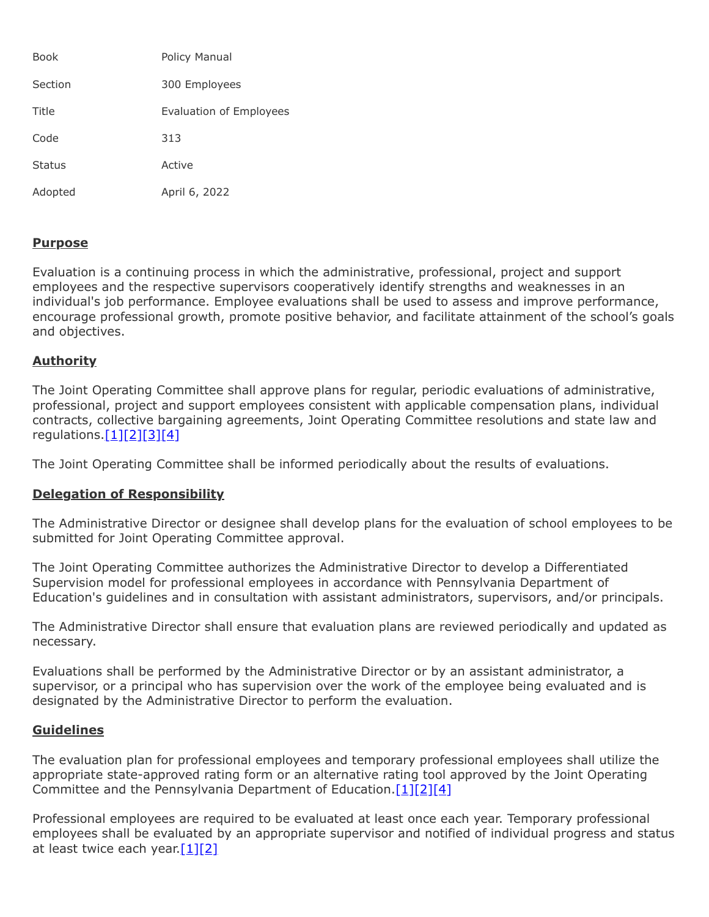| | |
|---|---|
| Book | Policy Manual |
| Section | 300 Employees |
| Title | Evaluation of Employees |
| Code | 313 |
| Status | Active |
| Adopted | April 6, 2022 |

## Purpose

Evaluation is a continuing process in which the administrative, professional, project and support employees and the respective supervisors cooperatively identify strengths and weaknesses in an individual's job performance. Employee evaluations shall be used to assess and improve performance, encourage professional growth, promote positive behavior, and facilitate attainment of the school's goals and objectives.

## Authority

The Joint Operating Committee shall approve plans for regular, periodic evaluations of administrative, professional, project and support employees consistent with applicable compensation plans, individual contracts, collective bargaining agreements, Joint Operating Committee resolutions and state law and regulations.[1][2][3][4]

The Joint Operating Committee shall be informed periodically about the results of evaluations.

## Delegation of Responsibility

The Administrative Director or designee shall develop plans for the evaluation of school employees to be submitted for Joint Operating Committee approval.

The Joint Operating Committee authorizes the Administrative Director to develop a Differentiated Supervision model for professional employees in accordance with Pennsylvania Department of Education's guidelines and in consultation with assistant administrators, supervisors, and/or principals.

The Administrative Director shall ensure that evaluation plans are reviewed periodically and updated as necessary.

Evaluations shall be performed by the Administrative Director or by an assistant administrator, a supervisor, or a principal who has supervision over the work of the employee being evaluated and is designated by the Administrative Director to perform the evaluation.

## Guidelines

The evaluation plan for professional employees and temporary professional employees shall utilize the appropriate state-approved rating form or an alternative rating tool approved by the Joint Operating Committee and the Pennsylvania Department of Education.[1][2][4]

Professional employees are required to be evaluated at least once each year. Temporary professional employees shall be evaluated by an appropriate supervisor and notified of individual progress and status at least twice each year.[1][2]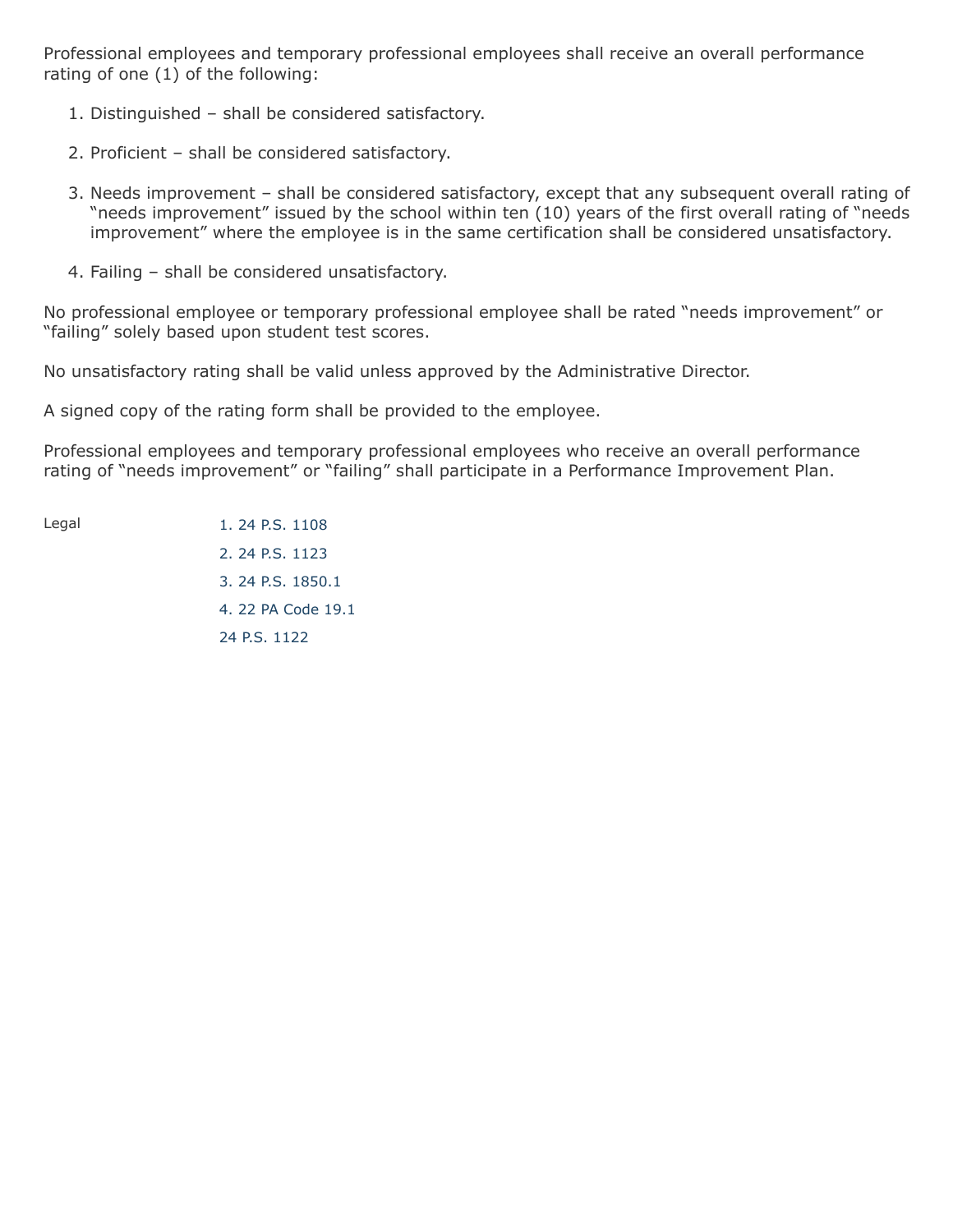Professional employees and temporary professional employees shall receive an overall performance rating of one (1) of the following:

1. Distinguished – shall be considered satisfactory.

2. Proficient – shall be considered satisfactory.

3. Needs improvement – shall be considered satisfactory, except that any subsequent overall rating of "needs improvement" issued by the school within ten (10) years of the first overall rating of "needs improvement" where the employee is in the same certification shall be considered unsatisfactory.

4. Failing – shall be considered unsatisfactory.

No professional employee or temporary professional employee shall be rated "needs improvement" or "failing" solely based upon student test scores.

No unsatisfactory rating shall be valid unless approved by the Administrative Director.

A signed copy of the rating form shall be provided to the employee.

Professional employees and temporary professional employees who receive an overall performance rating of "needs improvement" or "failing" shall participate in a Performance Improvement Plan.

Legal

1. 24 P.S. 1108
2. 24 P.S. 1123
3. 24 P.S. 1850.1
4. 22 PA Code 19.1

24 P.S. 1122